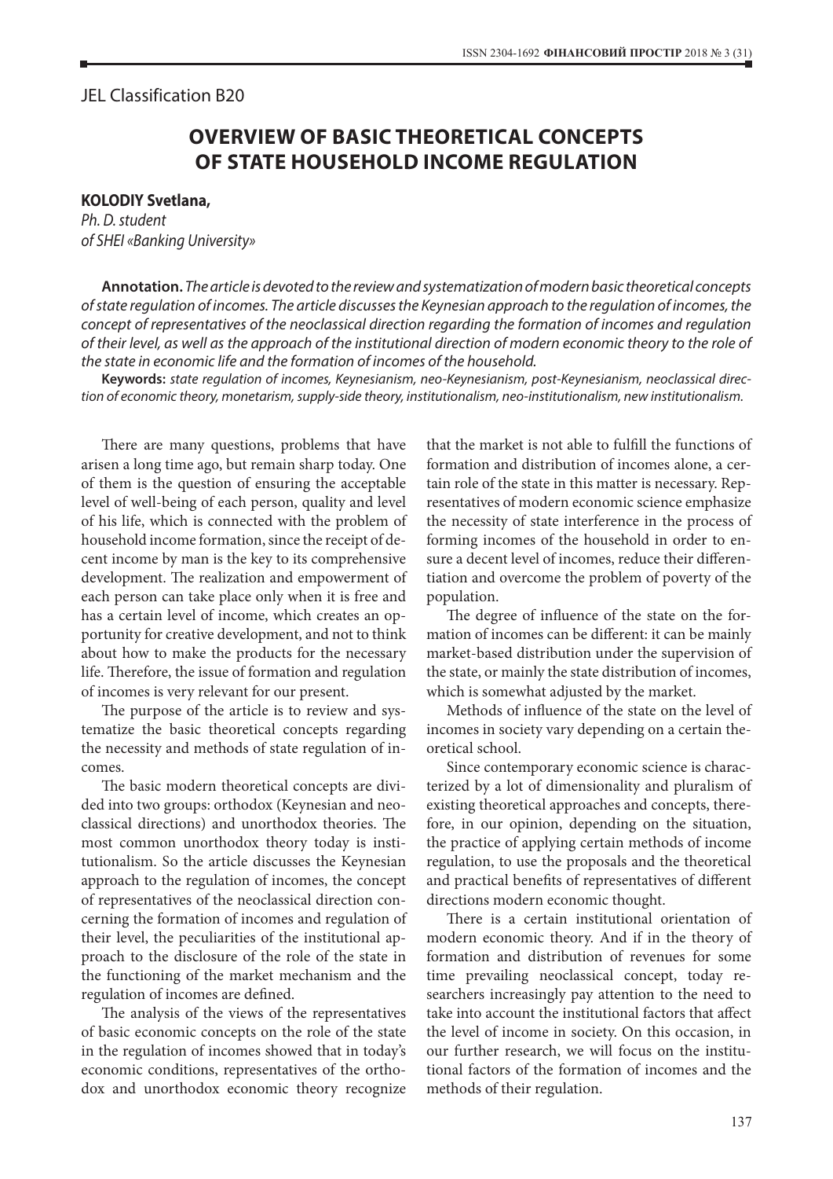JEL Classification B20

# OVERVIEW OF BASIC THEORETICAL CONCEPTS OF STATE HOUSEHOLD INCOME REGULATION

**KOLODIY Svetlana,**
*Ph. D. student*
*of SHEI «Banking University»*

**Annotation.** *The article is devoted to the review and systematization of modern basic theoretical concepts of state regulation of incomes. The article discusses the Keynesian approach to the regulation of incomes, the concept of representatives of the neoclassical direction regarding the formation of incomes and regulation of their level, as well as the approach of the institutional direction of modern economic theory to the role of the state in economic life and the formation of incomes of the household.*

**Keywords:** *state regulation of incomes, Keynesianism, neo-Keynesianism, post-Keynesianism, neoclassical direction of economic theory, monetarism, supply-side theory, institutionalism, neo-institutionalism, new institutionalism.*

There are many questions, problems that have arisen a long time ago, but remain sharp today. One of them is the question of ensuring the acceptable level of well-being of each person, quality and level of his life, which is connected with the problem of household income formation, since the receipt of decent income by man is the key to its comprehensive development. The realization and empowerment of each person can take place only when it is free and has a certain level of income, which creates an opportunity for creative development, and not to think about how to make the products for the necessary life. Therefore, the issue of formation and regulation of incomes is very relevant for our present.

The purpose of the article is to review and systematize the basic theoretical concepts regarding the necessity and methods of state regulation of incomes.

The basic modern theoretical concepts are divided into two groups: orthodox (Keynesian and neoclassical directions) and unorthodox theories. The most common unorthodox theory today is institutionalism. So the article discusses the Keynesian approach to the regulation of incomes, the concept of representatives of the neoclassical direction concerning the formation of incomes and regulation of their level, the peculiarities of the institutional approach to the disclosure of the role of the state in the functioning of the market mechanism and the regulation of incomes are defined.

The analysis of the views of the representatives of basic economic concepts on the role of the state in the regulation of incomes showed that in today's economic conditions, representatives of the orthodox and unorthodox economic theory recognize that the market is not able to fulfill the functions of formation and distribution of incomes alone, a certain role of the state in this matter is necessary. Representatives of modern economic science emphasize the necessity of state interference in the process of forming incomes of the household in order to ensure a decent level of incomes, reduce their differentiation and overcome the problem of poverty of the population.

The degree of influence of the state on the formation of incomes can be different: it can be mainly market-based distribution under the supervision of the state, or mainly the state distribution of incomes, which is somewhat adjusted by the market.

Methods of influence of the state on the level of incomes in society vary depending on a certain theoretical school.

Since contemporary economic science is characterized by a lot of dimensionality and pluralism of existing theoretical approaches and concepts, therefore, in our opinion, depending on the situation, the practice of applying certain methods of income regulation, to use the proposals and the theoretical and practical benefits of representatives of different directions modern economic thought.

There is a certain institutional orientation of modern economic theory. And if in the theory of formation and distribution of revenues for some time prevailing neoclassical concept, today researchers increasingly pay attention to the need to take into account the institutional factors that affect the level of income in society. On this occasion, in our further research, we will focus on the institutional factors of the formation of incomes and the methods of their regulation.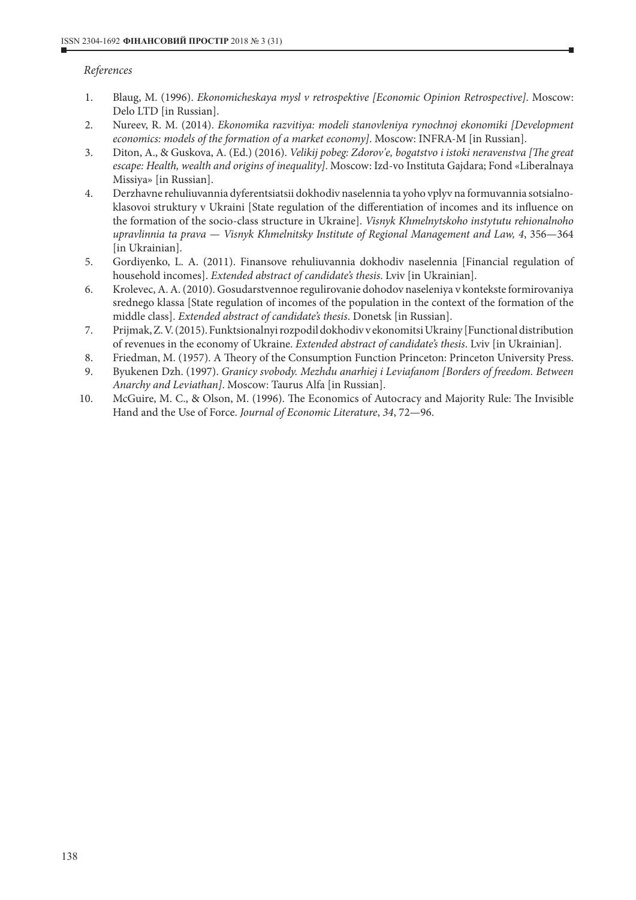*References*

1. Blaug, M. (1996). *Ekonomicheskaya mysl v retrospektive [Economic Opinion Retrospective]*. Moscow: Delo LTD [in Russian].
2. Nureev, R. M. (2014). *Ekonomika razvitiya: modeli stanovleniya rynochnoj ekonomiki [Development economics: models of the formation of a market economy]*. Moscow: INFRA-M [in Russian].
3. Diton, A., & Guskova, A. (Ed.) (2016). *Velikij pobeg: Zdorov'e, bogatstvo i istoki neravenstva [The great escape: Health, wealth and origins of inequality]*. Moscow: Izd-vo Instituta Gajdara; Fond «Liberalnaya Missiya» [in Russian].
4. Derzhavne rehuliuvannia dyferentsiatsii dokhodiv naselennia ta yoho vplyv na formuvannia sotsialno-klasovoi struktury v Ukraini [State regulation of the differentiation of incomes and its influence on the formation of the socio-class structure in Ukraine]. *Visnyk Khmelnytskoho instytutu rehionalnoho upravlinnia ta prava — Visnyk Khmelnitsky Institute of Regional Management and Law, 4*, 356—364 [in Ukrainian].
5. Gordiyenko, L. A. (2011). Finansove rehuliuvannia dokhodiv naselennia [Financial regulation of household incomes]. *Extended abstract of candidate's thesis*. Lviv [in Ukrainian].
6. Krolevec, A. A. (2010). Gosudarstvennoe regulirovanie dohodov naseleniya v kontekste formirovaniya srednego klassa [State regulation of incomes of the population in the context of the formation of the middle class]. *Extended abstract of candidate's thesis*. Donetsk [in Russian].
7. Prijmak, Z. V. (2015). Funktsionalnyi rozpodil dokhodiv v ekonomitsi Ukrainy [Functional distribution of revenues in the economy of Ukraine. *Extended abstract of candidate's thesis*. Lviv [in Ukrainian].
8. Friedman, M. (1957). A Theory of the Consumption Function Princeton: Princeton University Press.
9. Byukenen Dzh. (1997). *Granicy svobody. Mezhdu anarhiej i Leviafanom [Borders of freedom. Between Anarchy and Leviathan]*. Moscow: Taurus Alfa [in Russian].
10. McGuire, M. C., & Olson, M. (1996). The Economics of Autocracy and Majority Rule: The Invisible Hand and the Use of Force. *Journal of Economic Literature*, *34*, 72—96.